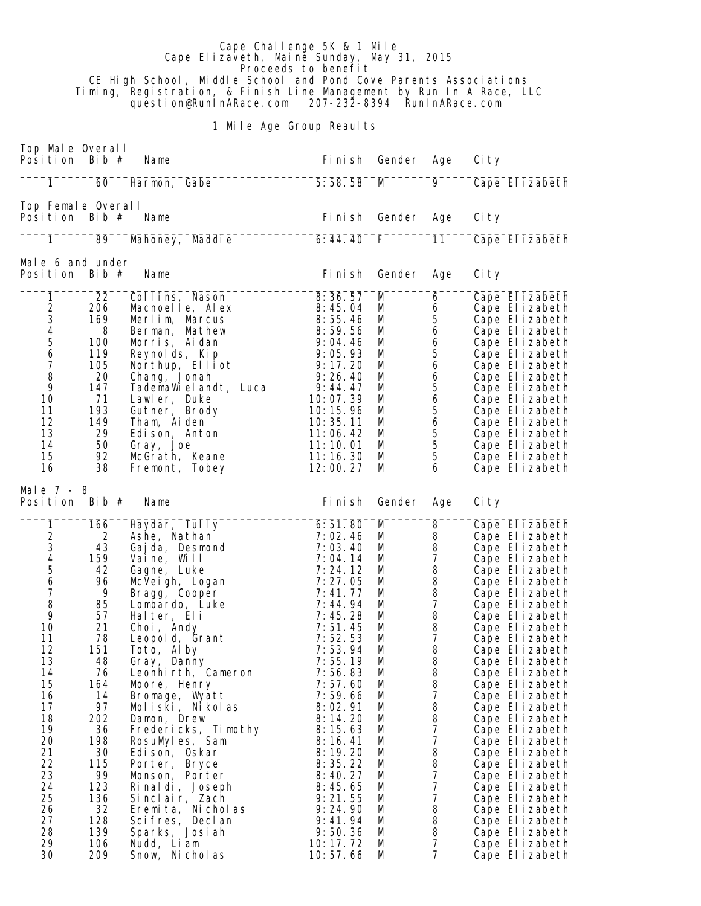# Cape Challenge 5K & 1 Mile

Cape Elizaveth, Maine Sunday, May 31, 2015

Proceeds to benefit

CE High School, Middle School and Pond Cove Parents Associations

Timing, Registration, & Finish Line Management by Run In A Race, LLC

question@RunInARace.com 207-232-8394 RunInARace.com

## 1 Mile Age Group Reaults

### Top Male Overall

| Position | Bib # | Name | Finish | Gender | Age | City |
|---|---|---|---|---|---|---|
| 1 | 60 | Harmon, Gabe | 5:58.58 | M | 9 | Cape Elizabeth |

### Top Female Overall

| Position | Bib # | Name | Finish | Gender | Age | City |
|---|---|---|---|---|---|---|
| 1 | 89 | Mahoney, Maddie | 6:44.40 | F | 11 | Cape Elizabeth |

### Male 6 and under

| Position | Bib # | Name | Finish | Gender | Age | City |
|---|---|---|---|---|---|---|
| 1 | 22 | Collins, Nason | 8:36.57 | M | 6 | Cape Elizabeth |
| 2 | 206 | Macnoelle, Alex | 8:45.04 | M | 6 | Cape Elizabeth |
| 3 | 169 | Merlim, Marcus | 8:55.46 | M | 5 | Cape Elizabeth |
| 4 | 8 | Berman, Mathew | 8:59.56 | M | 6 | Cape Elizabeth |
| 5 | 100 | Morris, Aidan | 9:04.46 | M | 6 | Cape Elizabeth |
| 6 | 119 | Reynolds, Kip | 9:05.93 | M | 5 | Cape Elizabeth |
| 7 | 105 | Northup, Elliot | 9:17.20 | M | 6 | Cape Elizabeth |
| 8 | 20 | Chang, Jonah | 9:26.40 | M | 6 | Cape Elizabeth |
| 9 | 147 | TademaWielandt, Luca | 9:44.47 | M | 5 | Cape Elizabeth |
| 10 | 71 | Lawler, Duke | 10:07.39 | M | 6 | Cape Elizabeth |
| 11 | 193 | Gutner, Brody | 10:15.96 | M | 5 | Cape Elizabeth |
| 12 | 149 | Tham, Aiden | 10:35.11 | M | 6 | Cape Elizabeth |
| 13 | 29 | Edison, Anton | 11:06.42 | M | 5 | Cape Elizabeth |
| 14 | 50 | Gray, Joe | 11:10.01 | M | 5 | Cape Elizabeth |
| 15 | 92 | McGrath, Keane | 11:16.30 | M | 5 | Cape Elizabeth |
| 16 | 38 | Fremont, Tobey | 12:00.27 | M | 6 | Cape Elizabeth |

### Male 7 - 8

| Position | Bib # | Name | Finish | Gender | Age | City |
|---|---|---|---|---|---|---|
| 1 | 166 | Haydar, Tully | 6:51.80 | M | 8 | Cape Elizabeth |
| 2 | 2 | Ashe, Nathan | 7:02.46 | M | 8 | Cape Elizabeth |
| 3 | 43 | Gajda, Desmond | 7:03.40 | M | 8 | Cape Elizabeth |
| 4 | 159 | Vaine, Will | 7:04.14 | M | 7 | Cape Elizabeth |
| 5 | 42 | Gagne, Luke | 7:24.12 | M | 8 | Cape Elizabeth |
| 6 | 96 | McVeigh, Logan | 7:27.05 | M | 8 | Cape Elizabeth |
| 7 | 9 | Bragg, Cooper | 7:41.77 | M | 8 | Cape Elizabeth |
| 8 | 85 | Lombardo, Luke | 7:44.94 | M | 7 | Cape Elizabeth |
| 9 | 57 | Halter, Eli | 7:45.28 | M | 8 | Cape Elizabeth |
| 10 | 21 | Choi, Andy | 7:51.45 | M | 8 | Cape Elizabeth |
| 11 | 78 | Leopold, Grant | 7:52.53 | M | 7 | Cape Elizabeth |
| 12 | 151 | Toto, Alby | 7:53.94 | M | 8 | Cape Elizabeth |
| 13 | 48 | Gray, Danny | 7:55.19 | M | 8 | Cape Elizabeth |
| 14 | 76 | Leonhirth, Cameron | 7:56.83 | M | 8 | Cape Elizabeth |
| 15 | 164 | Moore, Henry | 7:57.60 | M | 8 | Cape Elizabeth |
| 16 | 14 | Bromage, Wyatt | 7:59.66 | M | 7 | Cape Elizabeth |
| 17 | 97 | Moliski, Nikolas | 8:02.91 | M | 8 | Cape Elizabeth |
| 18 | 202 | Damon, Drew | 8:14.20 | M | 8 | Cape Elizabeth |
| 19 | 36 | Fredericks, Timothy | 8:15.63 | M | 7 | Cape Elizabeth |
| 20 | 198 | RosuMyles, Sam | 8:16.41 | M | 7 | Cape Elizabeth |
| 21 | 30 | Edison, Oskar | 8:19.20 | M | 8 | Cape Elizabeth |
| 22 | 115 | Porter, Bryce | 8:35.22 | M | 8 | Cape Elizabeth |
| 23 | 99 | Monson, Porter | 8:40.27 | M | 7 | Cape Elizabeth |
| 24 | 123 | Rinaldi, Joseph | 8:45.65 | M | 7 | Cape Elizabeth |
| 25 | 136 | Sinclair, Zach | 9:21.55 | M | 7 | Cape Elizabeth |
| 26 | 32 | Eremita, Nicholas | 9:24.90 | M | 8 | Cape Elizabeth |
| 27 | 128 | Scifres, Declan | 9:41.94 | M | 8 | Cape Elizabeth |
| 28 | 139 | Sparks, Josiah | 9:50.36 | M | 8 | Cape Elizabeth |
| 29 | 106 | Nudd, Liam | 10:17.72 | M | 7 | Cape Elizabeth |
| 30 | 209 | Snow, Nicholas | 10:57.66 | M | 7 | Cape Elizabeth |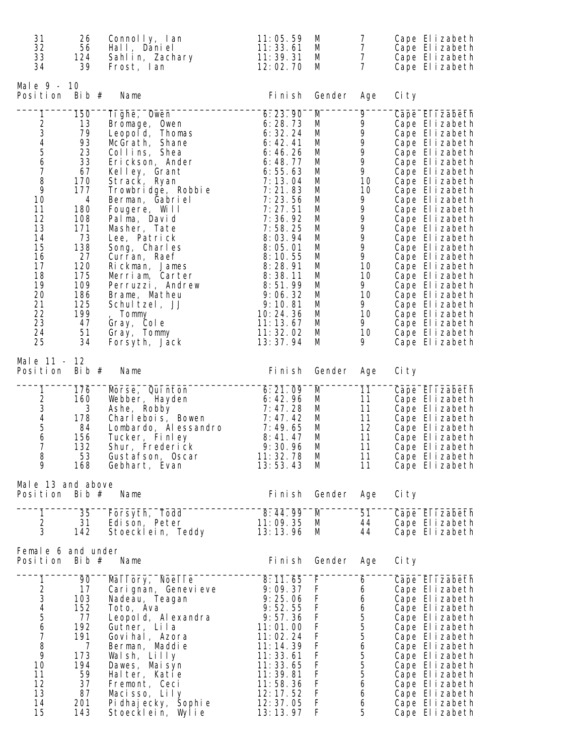| Position | Bib # | Name | Finish | Gender | Age | City |
|---|---|---|---|---|---|---|
| 31 | 26 | Connolly, Ian | 11:05.59 | M | 7 | Cape Elizabeth |
| 32 | 56 | Hall, Daniel | 11:33.61 | M | 7 | Cape Elizabeth |
| 33 | 124 | Sahlin, Zachary | 11:39.31 | M | 7 | Cape Elizabeth |
| 34 | 39 | Frost, Ian | 12:02.70 | M | 7 | Cape Elizabeth |

## Male 9 - 10

| Position | Bib # | Name | Finish | Gender | Age | City |
|---|---|---|---|---|---|---|
| 1 | 150 | Tighe, Owen | 6:23.90 | M | 9 | Cape Elizabeth |
| 2 | 13 | Bromage, Owen | 6:28.73 | M | 9 | Cape Elizabeth |
| 3 | 79 | Leopold, Thomas | 6:32.24 | M | 9 | Cape Elizabeth |
| 4 | 93 | McGrath, Shane | 6:42.41 | M | 9 | Cape Elizabeth |
| 5 | 23 | Collins, Shea | 6:46.26 | M | 9 | Cape Elizabeth |
| 6 | 33 | Erickson, Ander | 6:48.77 | M | 9 | Cape Elizabeth |
| 7 | 67 | Kelley, Grant | 6:55.63 | M | 9 | Cape Elizabeth |
| 8 | 170 | Strack, Ryan | 7:13.04 | M | 10 | Cape Elizabeth |
| 9 | 177 | Trowbridge, Robbie | 7:21.83 | M | 10 | Cape Elizabeth |
| 10 | 4 | Berman, Gabriel | 7:23.56 | M | 9 | Cape Elizabeth |
| 11 | 180 | Fougere, Will | 7:27.51 | M | 9 | Cape Elizabeth |
| 12 | 108 | Palma, David | 7:36.92 | M | 9 | Cape Elizabeth |
| 13 | 171 | Masher, Tate | 7:58.25 | M | 9 | Cape Elizabeth |
| 14 | 73 | Lee, Patrick | 8:03.94 | M | 9 | Cape Elizabeth |
| 15 | 138 | Song, Charles | 8:05.01 | M | 9 | Cape Elizabeth |
| 16 | 27 | Curran, Raef | 8:10.55 | M | 9 | Cape Elizabeth |
| 17 | 120 | Rickman, James | 8:28.91 | M | 10 | Cape Elizabeth |
| 18 | 175 | Merriam, Carter | 8:38.11 | M | 10 | Cape Elizabeth |
| 19 | 109 | Perruzzi, Andrew | 8:51.99 | M | 9 | Cape Elizabeth |
| 20 | 186 | Brame, Matheu | 9:06.32 | M | 10 | Cape Elizabeth |
| 21 | 125 | Schultzel, JJ | 9:10.81 | M | 9 | Cape Elizabeth |
| 22 | 199 | , Tommy | 10:24.36 | M | 10 | Cape Elizabeth |
| 23 | 47 | Gray, Cole | 11:13.67 | M | 9 | Cape Elizabeth |
| 24 | 51 | Gray, Tommy | 11:32.02 | M | 10 | Cape Elizabeth |
| 25 | 34 | Forsyth, Jack | 13:37.94 | M | 9 | Cape Elizabeth |

## Male 11 - 12

| Position | Bib # | Name | Finish | Gender | Age | City |
|---|---|---|---|---|---|---|
| 1 | 176 | Morse, Quinton | 6:21.09 | M | 11 | Cape Elizabeth |
| 2 | 160 | Webber, Hayden | 6:42.96 | M | 11 | Cape Elizabeth |
| 3 | 3 | Ashe, Robby | 7:47.28 | M | 11 | Cape Elizabeth |
| 4 | 178 | Charlebois, Bowen | 7:47.42 | M | 11 | Cape Elizabeth |
| 5 | 84 | Lombardo, Alessandro | 7:49.65 | M | 12 | Cape Elizabeth |
| 6 | 156 | Tucker, Finley | 8:41.47 | M | 11 | Cape Elizabeth |
| 7 | 132 | Shur, Frederick | 9:30.96 | M | 11 | Cape Elizabeth |
| 8 | 53 | Gustafson, Oscar | 11:32.78 | M | 11 | Cape Elizabeth |
| 9 | 168 | Gebhart, Evan | 13:53.43 | M | 11 | Cape Elizabeth |

## Male 13 and above

| Position | Bib # | Name | Finish | Gender | Age | City |
|---|---|---|---|---|---|---|
| 1 | 35 | Forsyth, Todd | 8:44.99 | M | 51 | Cape Elizabeth |
| 2 | 31 | Edison, Peter | 11:09.35 | M | 44 | Cape Elizabeth |
| 3 | 142 | Stoecklein, Teddy | 13:13.96 | M | 44 | Cape Elizabeth |

## Female 6 and under

| Position | Bib # | Name | Finish | Gender | Age | City |
|---|---|---|---|---|---|---|
| 1 | 90 | Mallory, Noelle | 8:11.65 | F | 6 | Cape Elizabeth |
| 2 | 17 | Carignan, Genevieve | 9:09.37 | F | 6 | Cape Elizabeth |
| 3 | 103 | Nadeau, Teagan | 9:25.06 | F | 6 | Cape Elizabeth |
| 4 | 152 | Toto, Ava | 9:52.55 | F | 6 | Cape Elizabeth |
| 5 | 77 | Leopold, Alexandra | 9:57.36 | F | 5 | Cape Elizabeth |
| 6 | 192 | Gutner, Lila | 11:01.00 | F | 5 | Cape Elizabeth |
| 7 | 191 | Govihal, Azora | 11:02.24 | F | 5 | Cape Elizabeth |
| 8 | 7 | Berman, Maddie | 11:14.39 | F | 6 | Cape Elizabeth |
| 9 | 173 | Walsh, Lilly | 11:33.61 | F | 5 | Cape Elizabeth |
| 10 | 194 | Dawes, Maisyn | 11:33.65 | F | 5 | Cape Elizabeth |
| 11 | 59 | Halter, Katie | 11:39.81 | F | 5 | Cape Elizabeth |
| 12 | 37 | Fremont, Ceci | 11:58.36 | F | 6 | Cape Elizabeth |
| 13 | 87 | Macisso, Lily | 12:17.52 | F | 6 | Cape Elizabeth |
| 14 | 201 | Pidhajecky, Sophie | 12:37.05 | F | 6 | Cape Elizabeth |
| 15 | 143 | Stoecklein, Wylie | 13:13.97 | F | 5 | Cape Elizabeth |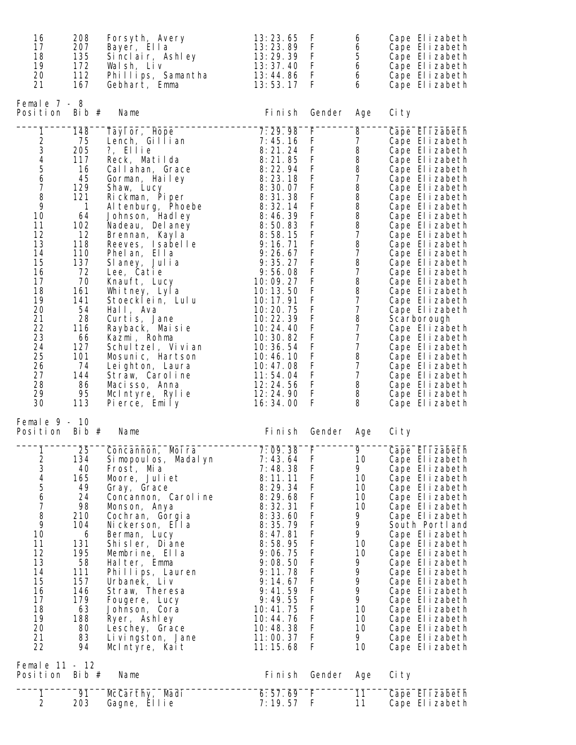| Position | Bib # | Name | Finish | Gender | Age | City |
|---|---|---|---|---|---|---|
| 16 | 208 | Forsyth, Avery | 13:23.65 | F | 6 | Cape Elizabeth |
| 17 | 207 | Bayer, Ella | 13:23.89 | F | 6 | Cape Elizabeth |
| 18 | 135 | Sinclair, Ashley | 13:29.39 | F | 5 | Cape Elizabeth |
| 19 | 172 | Walsh, Liv | 13:37.40 | F | 6 | Cape Elizabeth |
| 20 | 112 | Phillips, Samantha | 13:44.86 | F | 6 | Cape Elizabeth |
| 21 | 167 | Gebhart, Emma | 13:53.17 | F | 6 | Cape Elizabeth |

## Female 7 - 8

| Position | Bib # | Name | Finish | Gender | Age | City |
|---|---|---|---|---|---|---|
| 1 | 148 | Taylor, Hope | 7:29.98 | F | 8 | Cape Elizabeth |
| 2 | 75 | Lench, Gillian | 7:45.16 | F | 7 | Cape Elizabeth |
| 3 | 205 | ?, Ellie | 8:21.24 | F | 8 | Cape Elizabeth |
| 4 | 117 | Reck, Matilda | 8:21.85 | F | 8 | Cape Elizabeth |
| 5 | 16 | Callahan, Grace | 8:22.94 | F | 8 | Cape Elizabeth |
| 6 | 45 | Gorman, Hailey | 8:23.18 | F | 7 | Cape Elizabeth |
| 7 | 129 | Shaw, Lucy | 8:30.07 | F | 8 | Cape Elizabeth |
| 8 | 121 | Rickman, Piper | 8:31.38 | F | 8 | Cape Elizabeth |
| 9 | 1 | Altenburg, Phoebe | 8:32.14 | F | 8 | Cape Elizabeth |
| 10 | 64 | Johnson, Hadley | 8:46.39 | F | 8 | Cape Elizabeth |
| 11 | 102 | Nadeau, Delaney | 8:50.83 | F | 8 | Cape Elizabeth |
| 12 | 12 | Brennan, Kayla | 8:58.15 | F | 7 | Cape Elizabeth |
| 13 | 118 | Reeves, Isabelle | 9:16.71 | F | 8 | Cape Elizabeth |
| 14 | 110 | Phelan, Ella | 9:26.67 | F | 7 | Cape Elizabeth |
| 15 | 137 | Slaney, Julia | 9:35.27 | F | 8 | Cape Elizabeth |
| 16 | 72 | Lee, Catie | 9:56.08 | F | 7 | Cape Elizabeth |
| 17 | 70 | Knauft, Lucy | 10:09.27 | F | 8 | Cape Elizabeth |
| 18 | 161 | Whitney, Lyla | 10:13.50 | F | 8 | Cape Elizabeth |
| 19 | 141 | Stoecklein, Lulu | 10:17.91 | F | 7 | Cape Elizabeth |
| 20 | 54 | Hall, Ava | 10:20.75 | F | 7 | Cape Elizabeth |
| 21 | 28 | Curtis, Jane | 10:22.39 | F | 8 | Scarborough |
| 22 | 116 | Rayback, Maisie | 10:24.40 | F | 7 | Cape Elizabeth |
| 23 | 66 | Kazmi, Rohma | 10:30.82 | F | 7 | Cape Elizabeth |
| 24 | 127 | Schultzel, Vivian | 10:36.54 | F | 7 | Cape Elizabeth |
| 25 | 101 | Mosunic, Hartson | 10:46.10 | F | 8 | Cape Elizabeth |
| 26 | 74 | Leighton, Laura | 10:47.08 | F | 7 | Cape Elizabeth |
| 27 | 144 | Straw, Caroline | 11:54.04 | F | 7 | Cape Elizabeth |
| 28 | 86 | Macisso, Anna | 12:24.56 | F | 8 | Cape Elizabeth |
| 29 | 95 | McIntyre, Rylie | 12:24.90 | F | 8 | Cape Elizabeth |
| 30 | 113 | Pierce, Emily | 16:34.00 | F | 8 | Cape Elizabeth |

## Female 9 - 10

| Position | Bib # | Name | Finish | Gender | Age | City |
|---|---|---|---|---|---|---|
| 1 | 25 | Concannon, Moira | 7:09.38 | F | 9 | Cape Elizabeth |
| 2 | 134 | Simopoulos, Madalyn | 7:43.64 | F | 10 | Cape Elizabeth |
| 3 | 40 | Frost, Mia | 7:48.38 | F | 9 | Cape Elizabeth |
| 4 | 165 | Moore, Juliet | 8:11.11 | F | 10 | Cape Elizabeth |
| 5 | 49 | Gray, Grace | 8:29.34 | F | 10 | Cape Elizabeth |
| 6 | 24 | Concannon, Caroline | 8:29.68 | F | 10 | Cape Elizabeth |
| 7 | 98 | Monson, Anya | 8:32.31 | F | 10 | Cape Elizabeth |
| 8 | 210 | Cochran, Gorgia | 8:33.60 | F | 9 | Cape Elizabeth |
| 9 | 104 | Nickerson, Ella | 8:35.79 | F | 9 | South Portland |
| 10 | 6 | Berman, Lucy | 8:47.81 | F | 9 | Cape Elizabeth |
| 11 | 131 | Shisler, Diane | 8:58.95 | F | 10 | Cape Elizabeth |
| 12 | 195 | Membrine, Ella | 9:06.75 | F | 10 | Cape Elizabeth |
| 13 | 58 | Halter, Emma | 9:08.50 | F | 9 | Cape Elizabeth |
| 14 | 111 | Phillips, Lauren | 9:11.78 | F | 9 | Cape Elizabeth |
| 15 | 157 | Urbanek, Liv | 9:14.67 | F | 9 | Cape Elizabeth |
| 16 | 146 | Straw, Theresa | 9:41.59 | F | 9 | Cape Elizabeth |
| 17 | 179 | Fougere, Lucy | 9:49.55 | F | 9 | Cape Elizabeth |
| 18 | 63 | Johnson, Cora | 10:41.75 | F | 10 | Cape Elizabeth |
| 19 | 188 | Ryer, Ashley | 10:44.76 | F | 10 | Cape Elizabeth |
| 20 | 80 | Leschey, Grace | 10:48.38 | F | 10 | Cape Elizabeth |
| 21 | 83 | Livingston, Jane | 11:00.37 | F | 9 | Cape Elizabeth |
| 22 | 94 | McIntyre, Kait | 11:15.68 | F | 10 | Cape Elizabeth |

## Female 11 - 12

| Position | Bib # | Name | Finish | Gender | Age | City |
|---|---|---|---|---|---|---|
| 1 | 91 | McCarthy, Madi | 6:57.69 | F | 11 | Cape Elizabeth |
| 2 | 203 | Gagne, Ellie | 7:19.57 | F | 11 | Cape Elizabeth |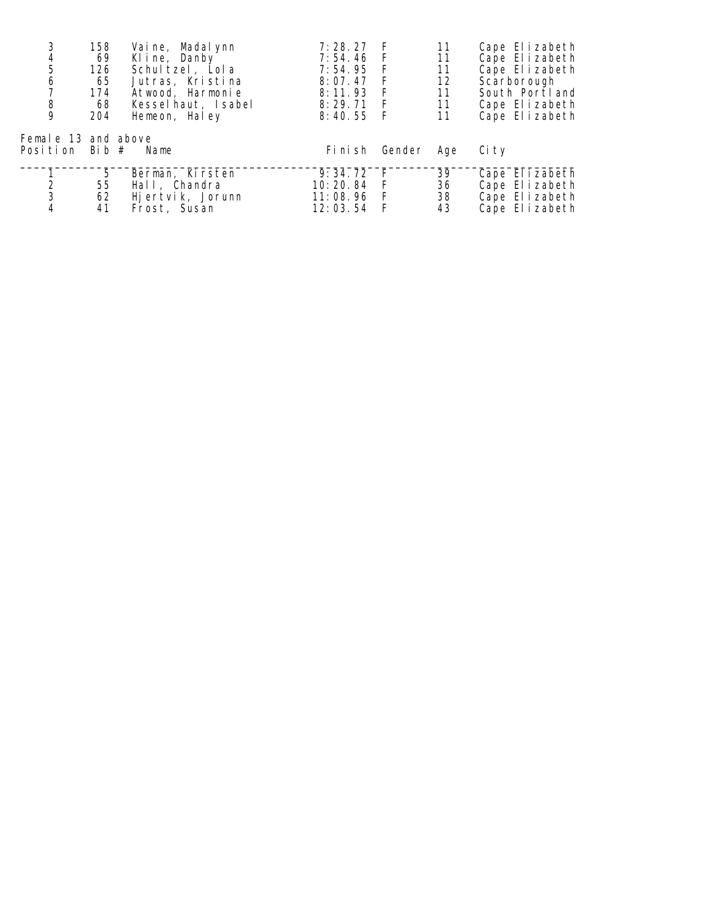| | | | | | | |
|---|---|---|---|---|---|---|
| 3 | 158 | Vaine, Madalynn | 7:28.27 | F | 11 | Cape Elizabeth |
| 4 | 69 | Kline, Danby | 7:54.46 | F | 11 | Cape Elizabeth |
| 5 | 126 | Schultzel, Lola | 7:54.95 | F | 11 | Cape Elizabeth |
| 6 | 65 | Jutras, Kristina | 8:07.47 | F | 12 | Scarborough |
| 7 | 174 | Atwood, Harmonie | 8:11.93 | F | 11 | South Portland |
| 8 | 68 | Kesselhaut, Isabel | 8:29.71 | F | 11 | Cape Elizabeth |
| 9 | 204 | Hemeon, Haley | 8:40.55 | F | 11 | Cape Elizabeth |

Female 13 and above

| Position | Bib # | Name | Finish | Gender | Age | City |
|---|---|---|---|---|---|---|
| 1 | 5 | Berman, Kirsten | 9:34.72 | F | 39 | Cape Elizabeth |
| 2 | 55 | Hall, Chandra | 10:20.84 | F | 36 | Cape Elizabeth |
| 3 | 62 | Hjertvik, Jorunn | 11:08.96 | F | 38 | Cape Elizabeth |
| 4 | 41 | Frost, Susan | 12:03.54 | F | 43 | Cape Elizabeth |